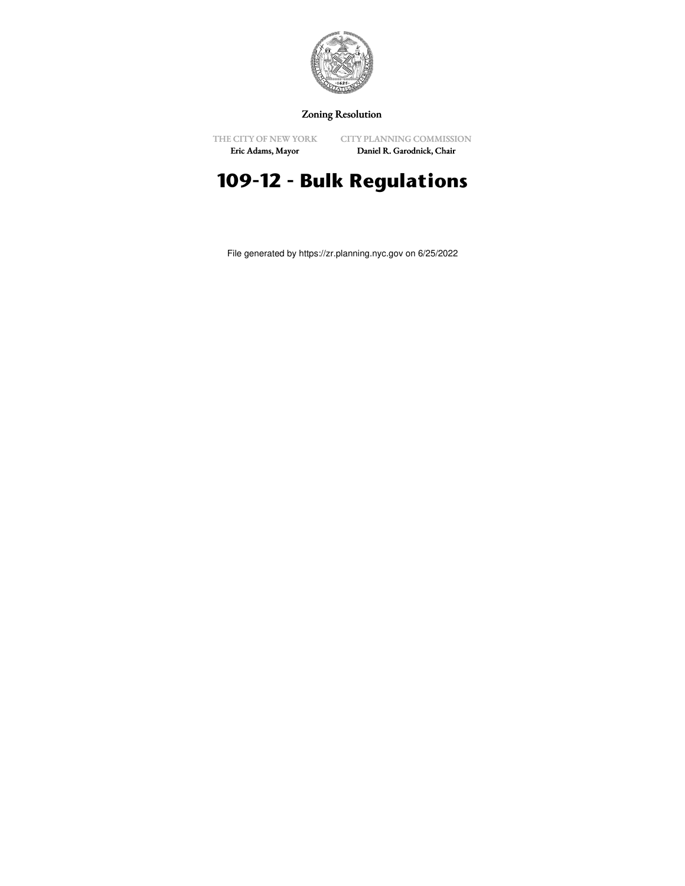Zoning Resolution

THE CITY OF NEW YORK
Eric Adams, Mayor

CITY PLANNING COMMISSION
Daniel R. Garodnick, Chair

# 109-12 - Bulk Regulations

File generated by https://zr.planning.nyc.gov on 6/25/2022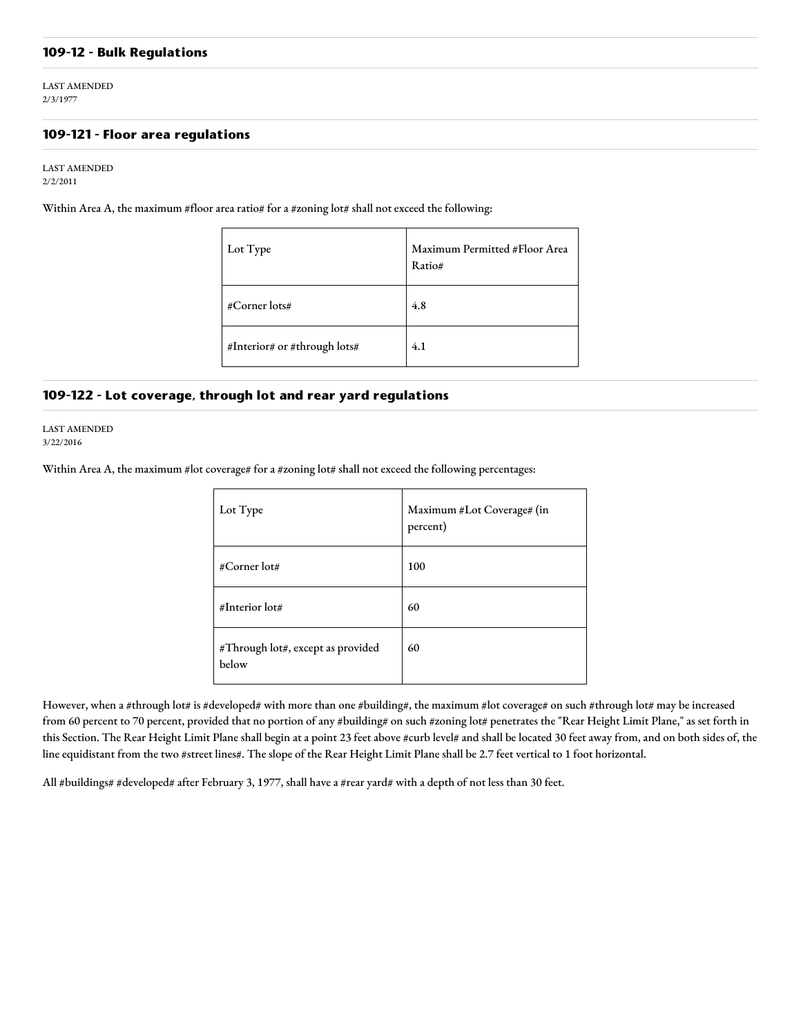### 109-12 - Bulk Regulations

LAST AMENDED
2/3/1977

### 109-121 - Floor area regulations

LAST AMENDED
2/2/2011

Within Area A, the maximum #floor area ratio# for a #zoning lot# shall not exceed the following:

| Lot Type | Maximum Permitted #Floor Area Ratio# |
| --- | --- |
| #Corner lots# | 4.8 |
| #Interior# or #through lots# | 4.1 |

### 109-122 - Lot coverage, through lot and rear yard regulations

LAST AMENDED
3/22/2016

Within Area A, the maximum #lot coverage# for a #zoning lot# shall not exceed the following percentages:

| Lot Type | Maximum #Lot Coverage# (in percent) |
| --- | --- |
| #Corner lot# | 100 |
| #Interior lot# | 60 |
| #Through lot#, except as provided below | 60 |

However, when a #through lot# is #developed# with more than one #building#, the maximum #lot coverage# on such #through lot# may be increased from 60 percent to 70 percent, provided that no portion of any #building# on such #zoning lot# penetrates the "Rear Height Limit Plane," as set forth in this Section. The Rear Height Limit Plane shall begin at a point 23 feet above #curb level# and shall be located 30 feet away from, and on both sides of, the line equidistant from the two #street lines#. The slope of the Rear Height Limit Plane shall be 2.7 feet vertical to 1 foot horizontal.

All #buildings# #developed# after February 3, 1977, shall have a #rear yard# with a depth of not less than 30 feet.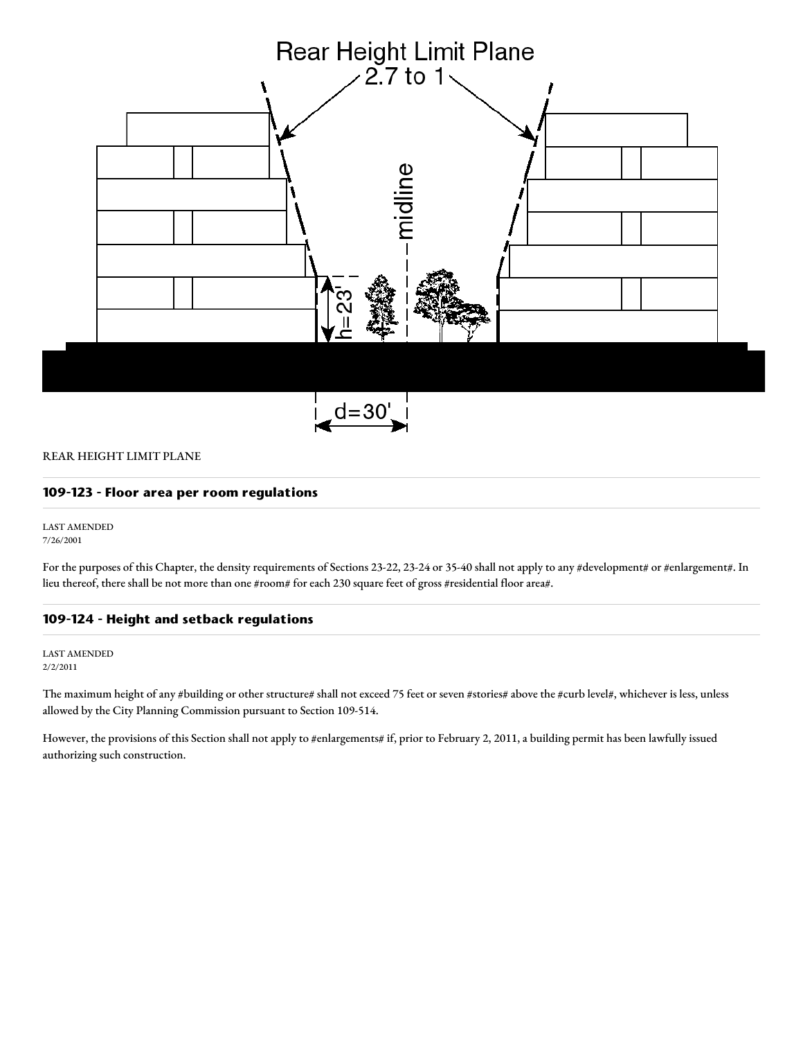Rear Height Limit Plane

2.7 to 1

midline

h=23'

d=30'

REAR HEIGHT LIMIT PLANE

## 109-123 - Floor area per room regulations

LAST AMENDED
7/26/2001

For the purposes of this Chapter, the density requirements of Sections 23-22, 23-24 or 35-40 shall not apply to any #development# or #enlargement#. In lieu thereof, there shall be not more than one #room# for each 230 square feet of gross #residential floor area#.

## 109-124 - Height and setback regulations

LAST AMENDED
2/2/2011

The maximum height of any #building or other structure# shall not exceed 75 feet or seven #stories# above the #curb level#, whichever is less, unless allowed by the City Planning Commission pursuant to Section 109-514.

However, the provisions of this Section shall not apply to #enlargements# if, prior to February 2, 2011, a building permit has been lawfully issued authorizing such construction.